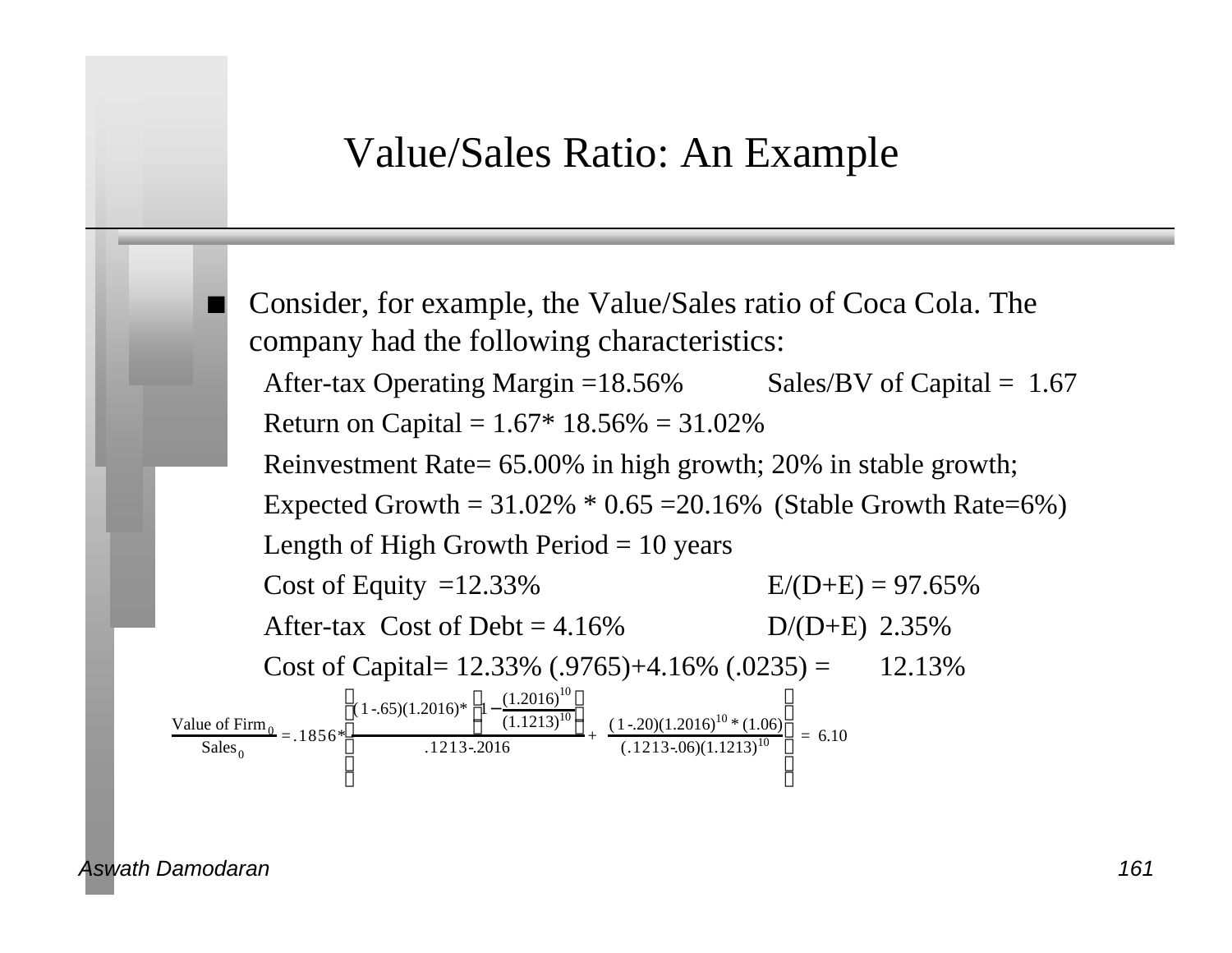# Value/Sales Ratio: An Example

- Consider, for example, the Value/Sales ratio of Coca Cola. The company had the following characteristics:

  After-tax Operating Margin =18.56%          Sales/BV of Capital = 1.67

  Return on Capital = 1.67* 18.56% = 31.02%

  Reinvestment Rate= 65.00% in high growth; 20% in stable growth;

  Expected Growth = 31.02% * 0.65 =20.16% (Stable Growth Rate=6%)

  Length of High Growth Period = 10 years

  Cost of Equity =12.33%          E/(D+E) = 97.65%

  After-tax Cost of Debt = 4.16%          D/(D+E) 2.35%

  Cost of Capital= 12.33% (.9765)+4.16% (.0235) =    12.13%

$$\frac{\text{Value of Firm}_0}{\text{Sales}_0} = .1856 * \left[ \frac{(1-.65)(1.2016)*\left(1-\frac{(1.2016)^{10}}{(1.1213)^{10}}\right)}{.1213-.2016} + \frac{(1-.20)(1.2016)^{10}*(1.06)}{(.1213-.06)(1.1213)^{10}} \right] = 6.10$$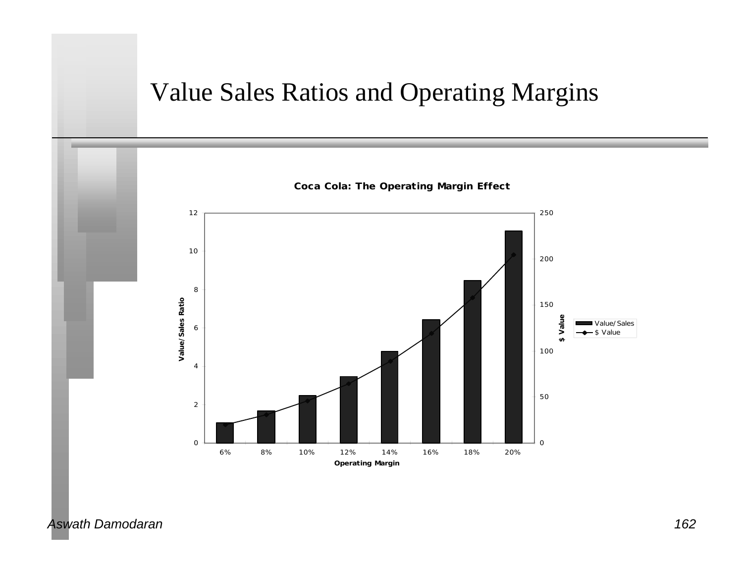# Value Sales Ratios and Operating Margins

**Coca Cola: The Operating Margin Effect**

| Operating Margin | 6% | 8% | 10% | 12% | 14% | 16% | 18% | 20% |
|---|---|---|---|---|---|---|---|---|

Left axis: Value/Sales Ratio (0–12)

Right axis: $ Value (0–250)

Legend: Value/Sales; $ Value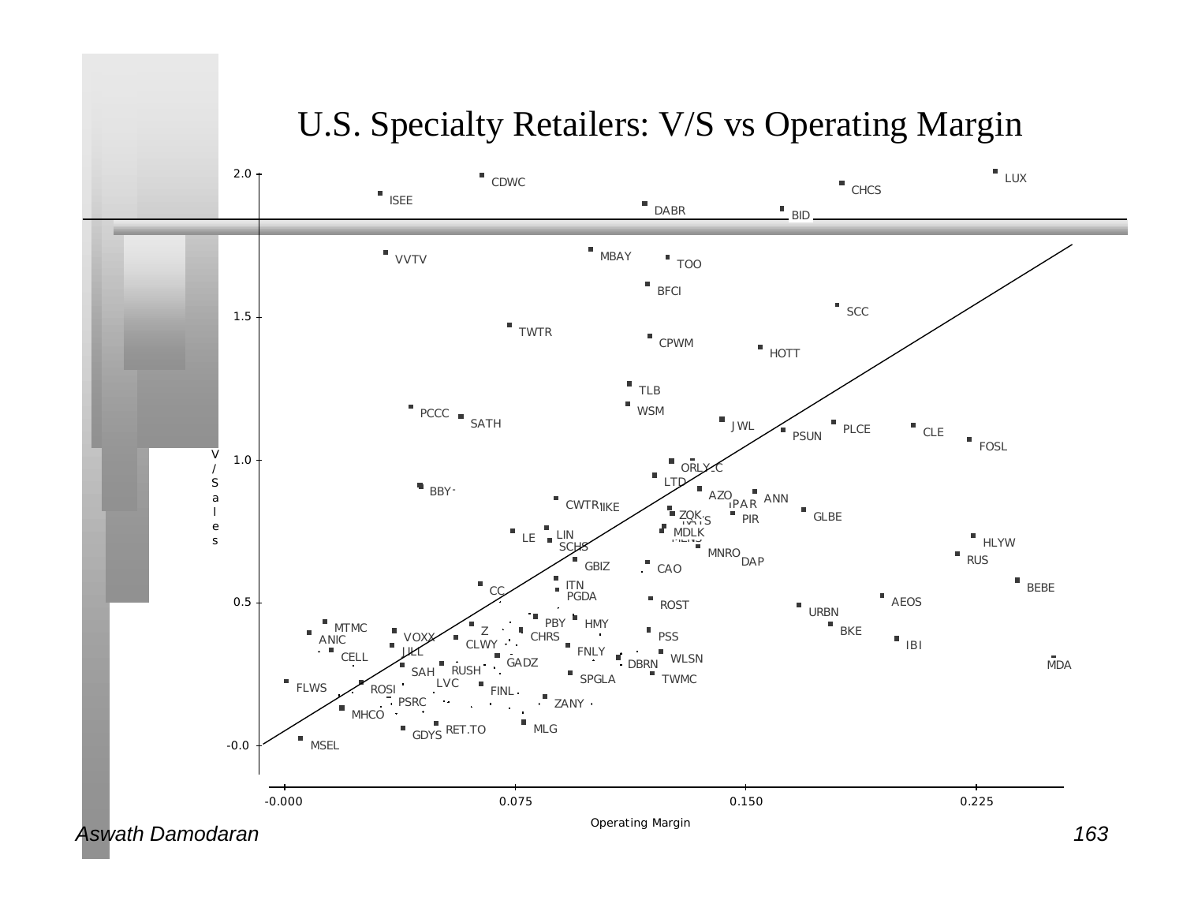# U.S. Specialty Retailers: V/S vs Operating Margin

V/Sales

2.0

1.5

1.0

0.5

-0.0

LUX, CDWC, CHCS, ISEE, DABR, BID, VVTV, MBAY, TOO, BFCI, SCC, TWTR, CPWM, HOTT, TLB, WSM, PCCC, SATH, JWL, PLCE, CLE, PSUN, FOSL, ORLY, LTD, BBY, AZO, ANN, CWTR, PIR, GLBE, ZQK, MDLK, LE, LIN, SCHS, HLYW, MNRO, DAP, RUS, GBIZ, CAO, ITN, CC, PGDA, BEBE, ROST, AEOS, URBN, MTMC, PBY, HMY, BKE, ANIC, VOXX, Z, CHRS, PSS, CLWY, IBI, JILL, FNLY, CELL, GADZ, WLSN, DBRN, MDA, SAH, RUSH, LVC, SPGLA, TWMC, FLWS, ROSI, FINL, PSRC, ZANY, MHCO, RET.TO, MLG, GDYS, MSEL

-0.000 | 0.075 | 0.150 | 0.225

Operating Margin

Aswath Damodaran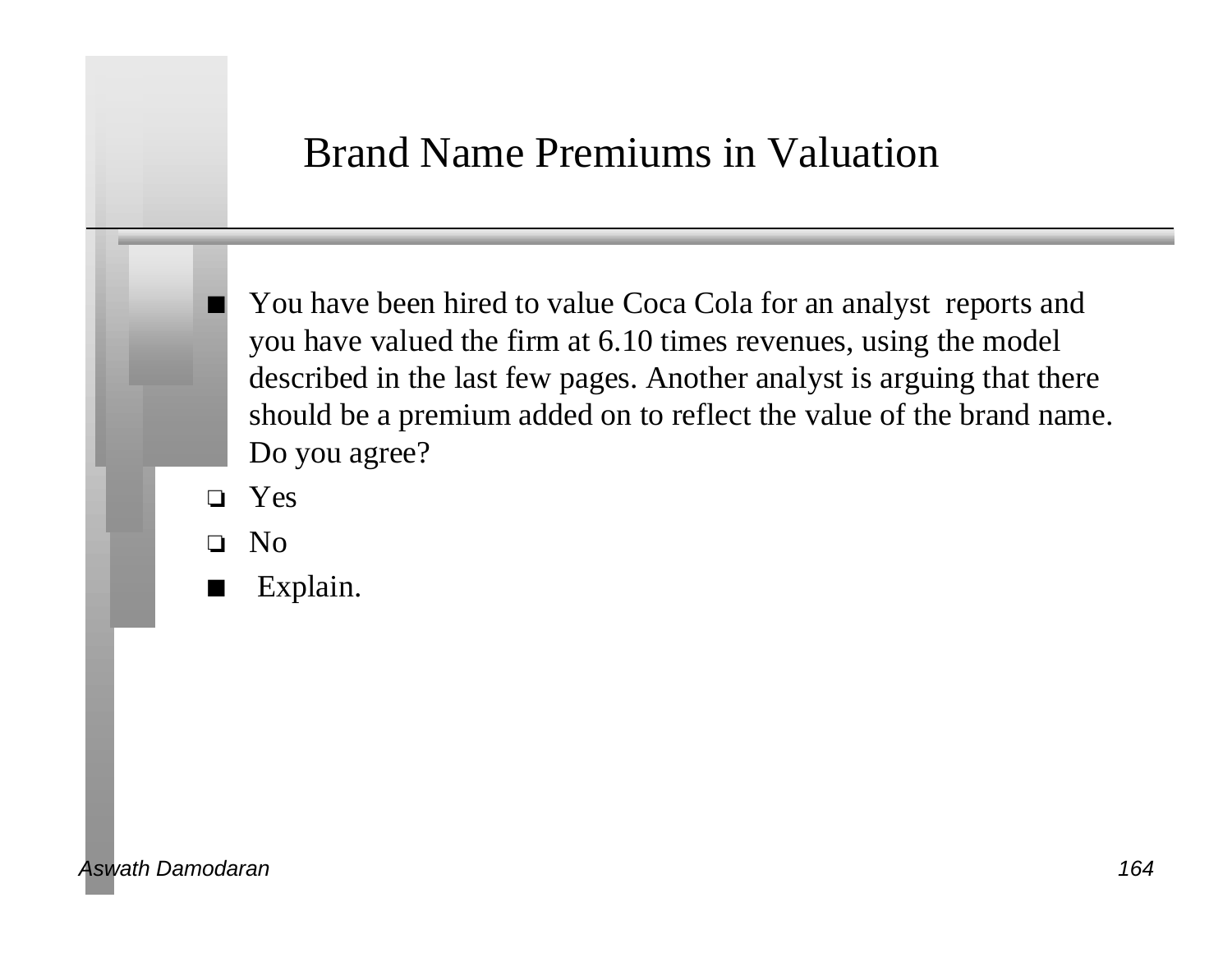# Brand Name Premiums in Valuation

- You have been hired to value Coca Cola for an analyst  reports and you have valued the firm at 6.10 times revenues, using the model described in the last few pages. Another analyst is arguing that there should be a premium added on to reflect the value of the brand name. Do you agree?
  - ❑ Yes
  - ❑ No
- Explain.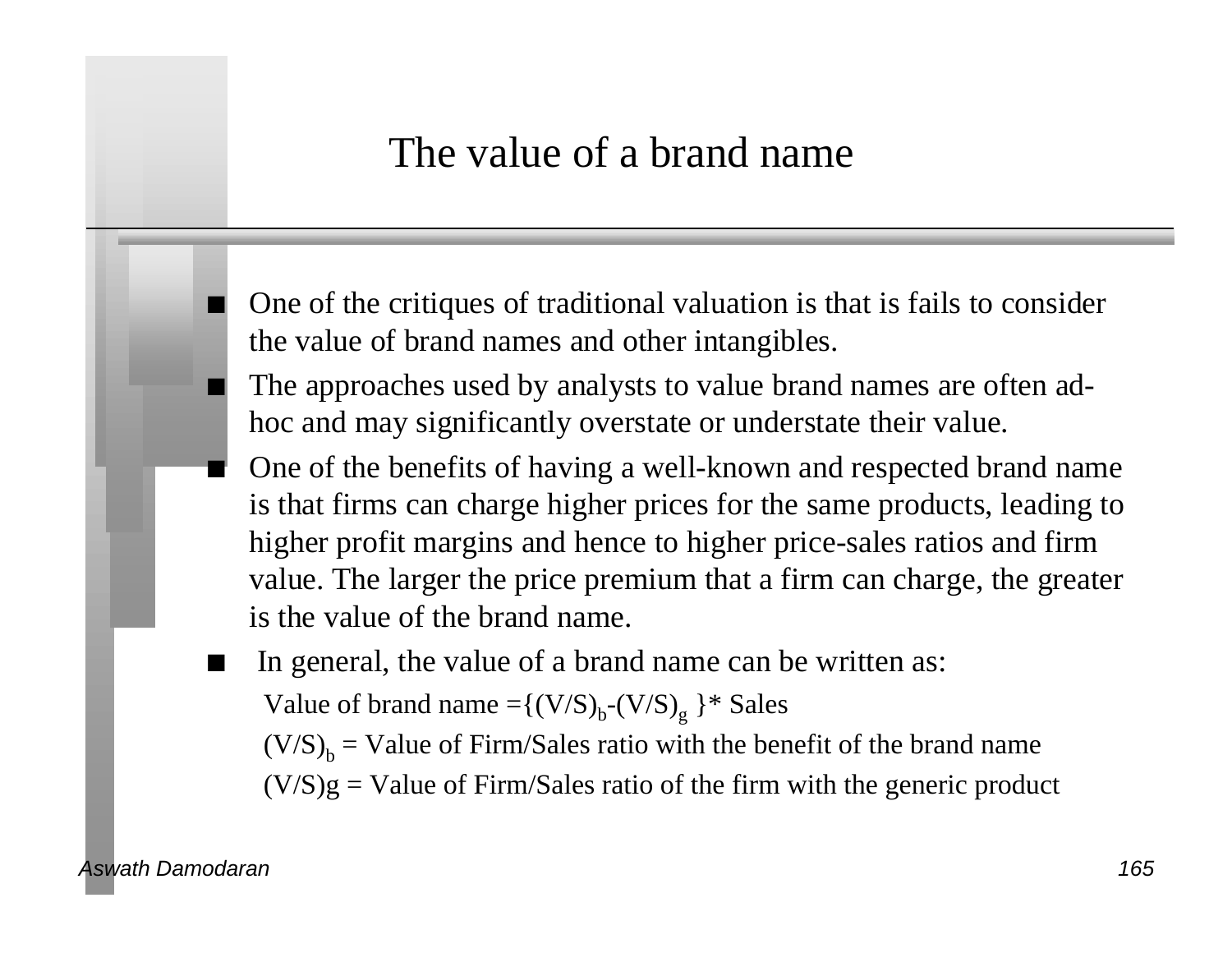# The value of a brand name

- One of the critiques of traditional valuation is that is fails to consider the value of brand names and other intangibles.
- The approaches used by analysts to value brand names are often ad-hoc and may significantly overstate or understate their value.
- One of the benefits of having a well-known and respected brand name is that firms can charge higher prices for the same products, leading to higher profit margins and hence to higher price-sales ratios and firm value. The larger the price premium that a firm can charge, the greater is the value of the brand name.
- In general, the value of a brand name can be written as:

  Value of brand name $=\{(V/S)_b-(V/S)_g\}*$ Sales

  $(V/S)_b$ = Value of Firm/Sales ratio with the benefit of the brand name

  $(V/S)g$ = Value of Firm/Sales ratio of the firm with the generic product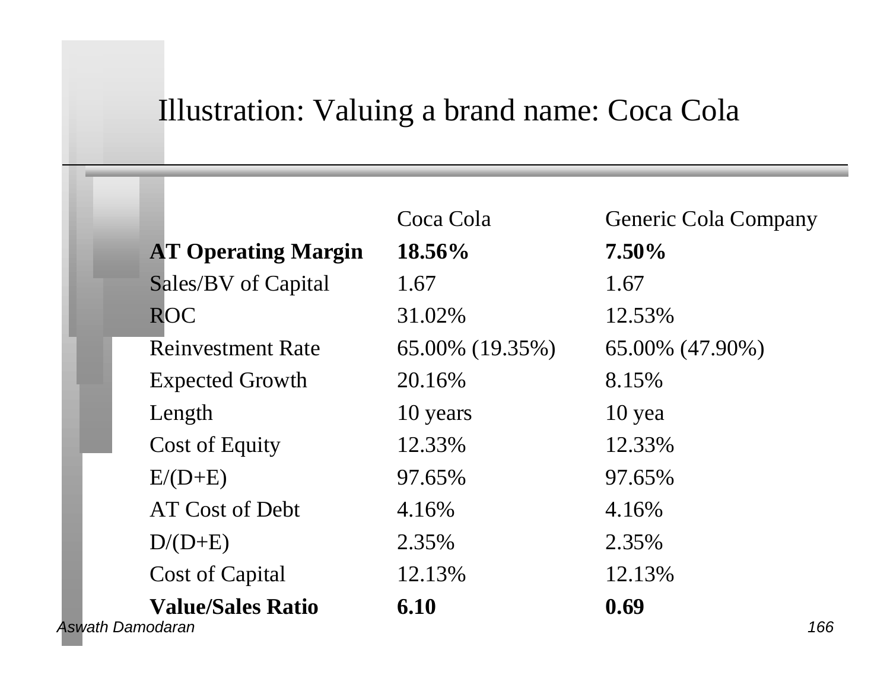# Illustration: Valuing a brand name: Coca Cola

| | Coca Cola | Generic Cola Company |
|---|---|---|
| **AT Operating Margin** | **18.56%** | **7.50%** |
| Sales/BV of Capital | 1.67 | 1.67 |
| ROC | 31.02% | 12.53% |
| Reinvestment Rate | 65.00% (19.35%) | 65.00% (47.90%) |
| Expected Growth | 20.16% | 8.15% |
| Length | 10 years | 10 yea |
| Cost of Equity | 12.33% | 12.33% |
| E/(D+E) | 97.65% | 97.65% |
| AT Cost of Debt | 4.16% | 4.16% |
| D/(D+E) | 2.35% | 2.35% |
| Cost of Capital | 12.13% | 12.13% |
| **Value/Sales Ratio** | **6.10** | **0.69** |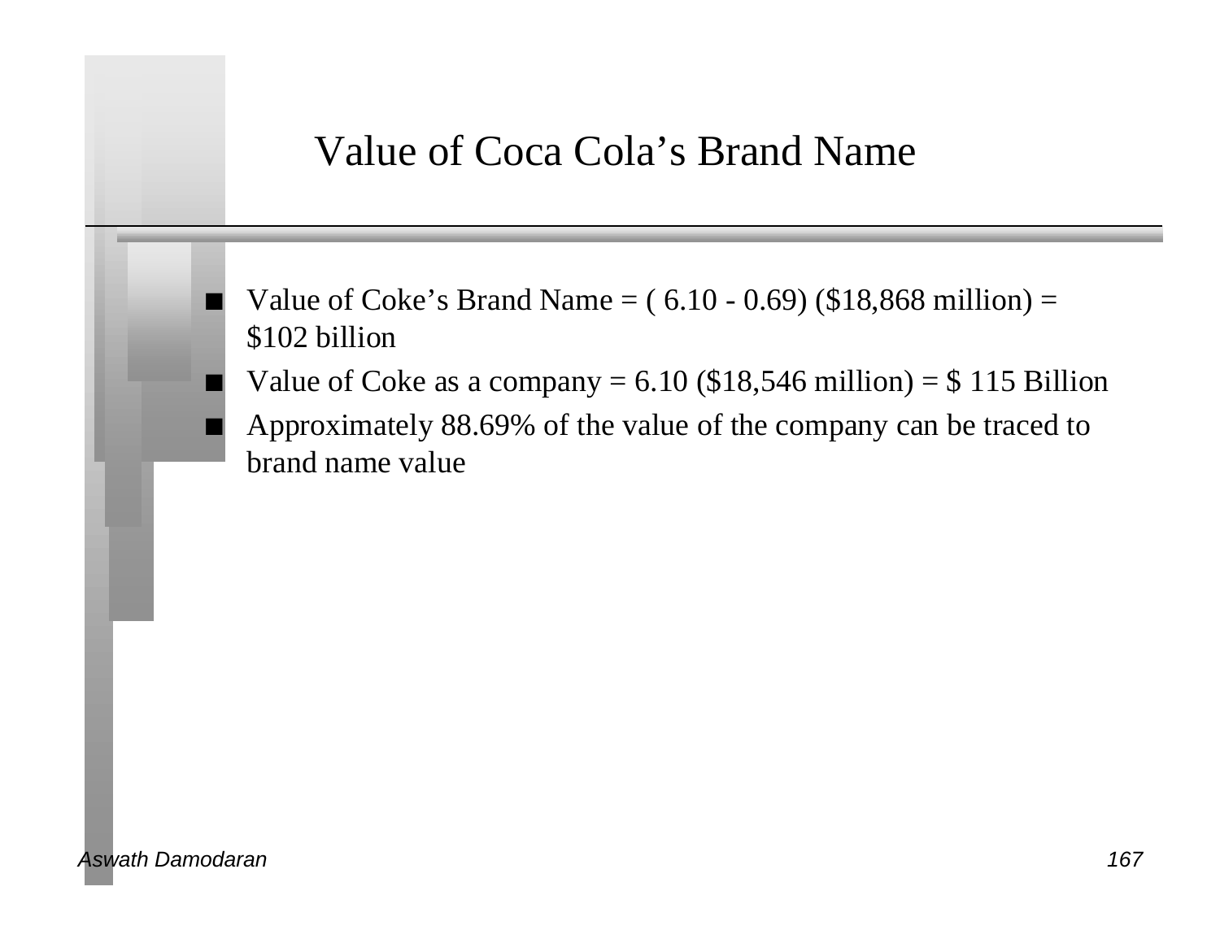# Value of Coca Cola's Brand Name

- Value of Coke's Brand Name = ( 6.10 - 0.69) ($18,868 million) = $102 billion
- Value of Coke as a company = 6.10 ($18,546 million) = $ 115 Billion
- Approximately 88.69% of the value of the company can be traced to brand name value